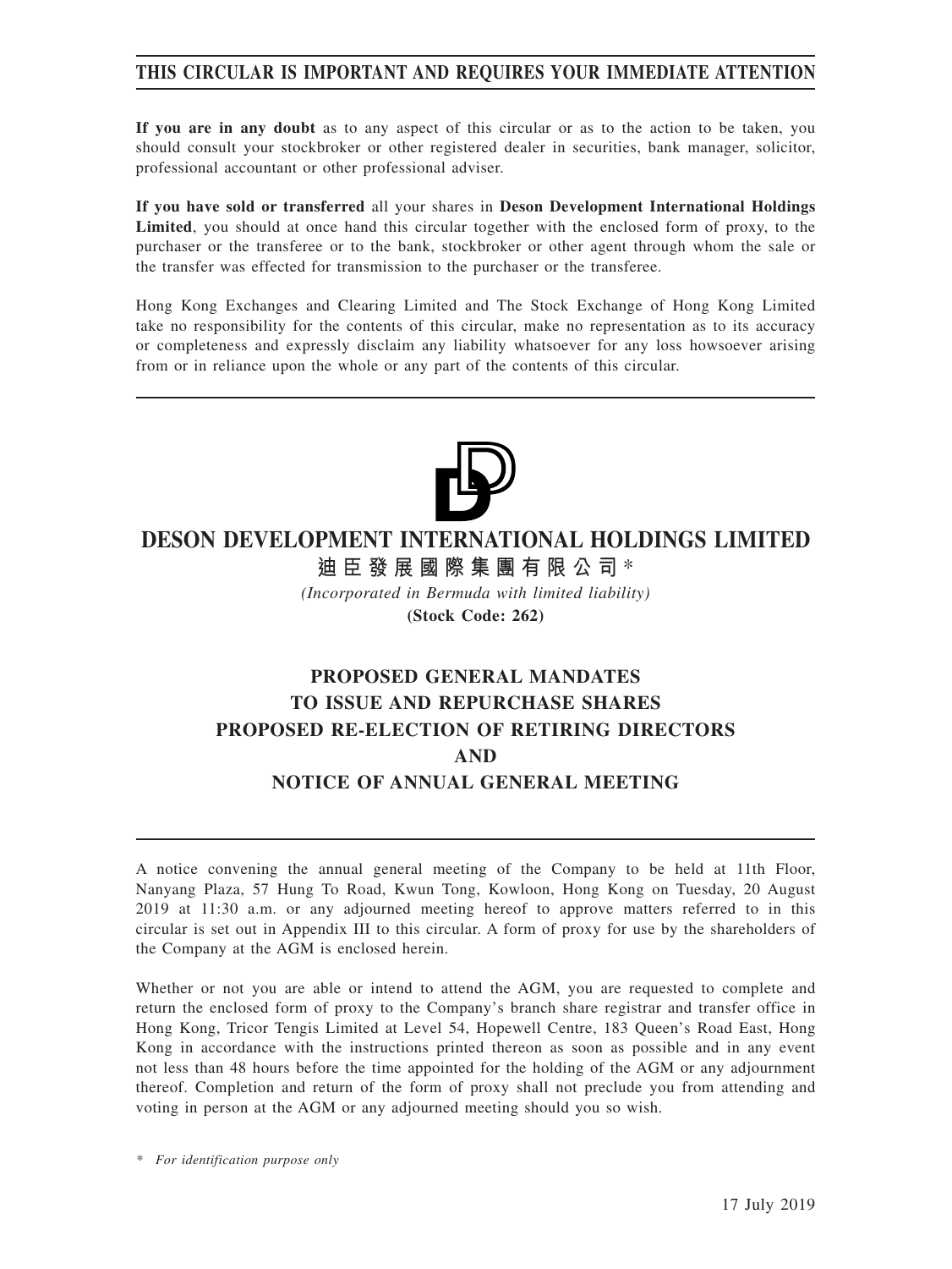# THIS CIRCULAR IS IMPORTANT AND REQUIRES YOUR IMMEDIATE ATTENTION

**If you are in any doubt** as to any aspect of this circular or as to the action to be taken, you should consult your stockbroker or other registered dealer in securities, bank manager, solicitor, professional accountant or other professional adviser.

**If you have sold or transferred** all your shares in **Deson Development International Holdings Limited**, you should at once hand this circular together with the enclosed form of proxy, to the purchaser or the transferee or to the bank, stockbroker or other agent through whom the sale or the transfer was effected for transmission to the purchaser or the transferee.

Hong Kong Exchanges and Clearing Limited and The Stock Exchange of Hong Kong Limited take no responsibility for the contents of this circular, make no representation as to its accuracy or completeness and expressly disclaim any liability whatsoever for any loss howsoever arising from or in reliance upon the whole or any part of the contents of this circular.

# DESON DEVELOPMENT INTERNATIONAL HOLDINGS LIMITED

**迪臣發展國際集團有限公司***

*(Incorporated in Bermuda with limited liability)*

**(Stock Code: 262)**

## PROPOSED GENERAL MANDATES TO ISSUE AND REPURCHASE SHARES PROPOSED RE-ELECTION OF RETIRING DIRECTORS AND NOTICE OF ANNUAL GENERAL MEETING

A notice convening the annual general meeting of the Company to be held at 11th Floor, Nanyang Plaza, 57 Hung To Road, Kwun Tong, Kowloon, Hong Kong on Tuesday, 20 August 2019 at 11:30 a.m. or any adjourned meeting hereof to approve matters referred to in this circular is set out in Appendix III to this circular. A form of proxy for use by the shareholders of the Company at the AGM is enclosed herein.

Whether or not you are able or intend to attend the AGM, you are requested to complete and return the enclosed form of proxy to the Company's branch share registrar and transfer office in Hong Kong, Tricor Tengis Limited at Level 54, Hopewell Centre, 183 Queen's Road East, Hong Kong in accordance with the instructions printed thereon as soon as possible and in any event not less than 48 hours before the time appointed for the holding of the AGM or any adjournment thereof. Completion and return of the form of proxy shall not preclude you from attending and voting in person at the AGM or any adjourned meeting should you so wish.

\* *For identification purpose only*

17 July 2019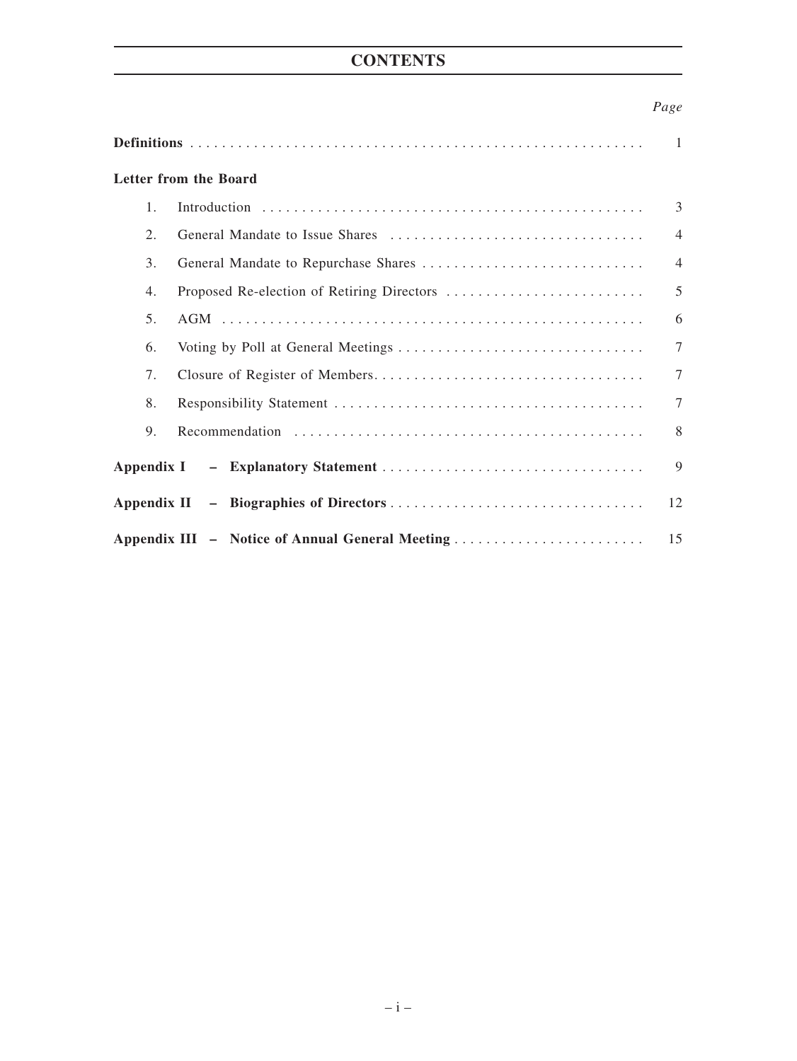# CONTENTS

| | *Page* |
|---|---|
| **Definitions** | 1 |
| **Letter from the Board** | |
| 1. Introduction | 3 |
| 2. General Mandate to Issue Shares | 4 |
| 3. General Mandate to Repurchase Shares | 4 |
| 4. Proposed Re-election of Retiring Directors | 5 |
| 5. AGM | 6 |
| 6. Voting by Poll at General Meetings | 7 |
| 7. Closure of Register of Members | 7 |
| 8. Responsibility Statement | 7 |
| 9. Recommendation | 8 |
| **Appendix I – Explanatory Statement** | 9 |
| **Appendix II – Biographies of Directors** | 12 |
| **Appendix III – Notice of Annual General Meeting** | 15 |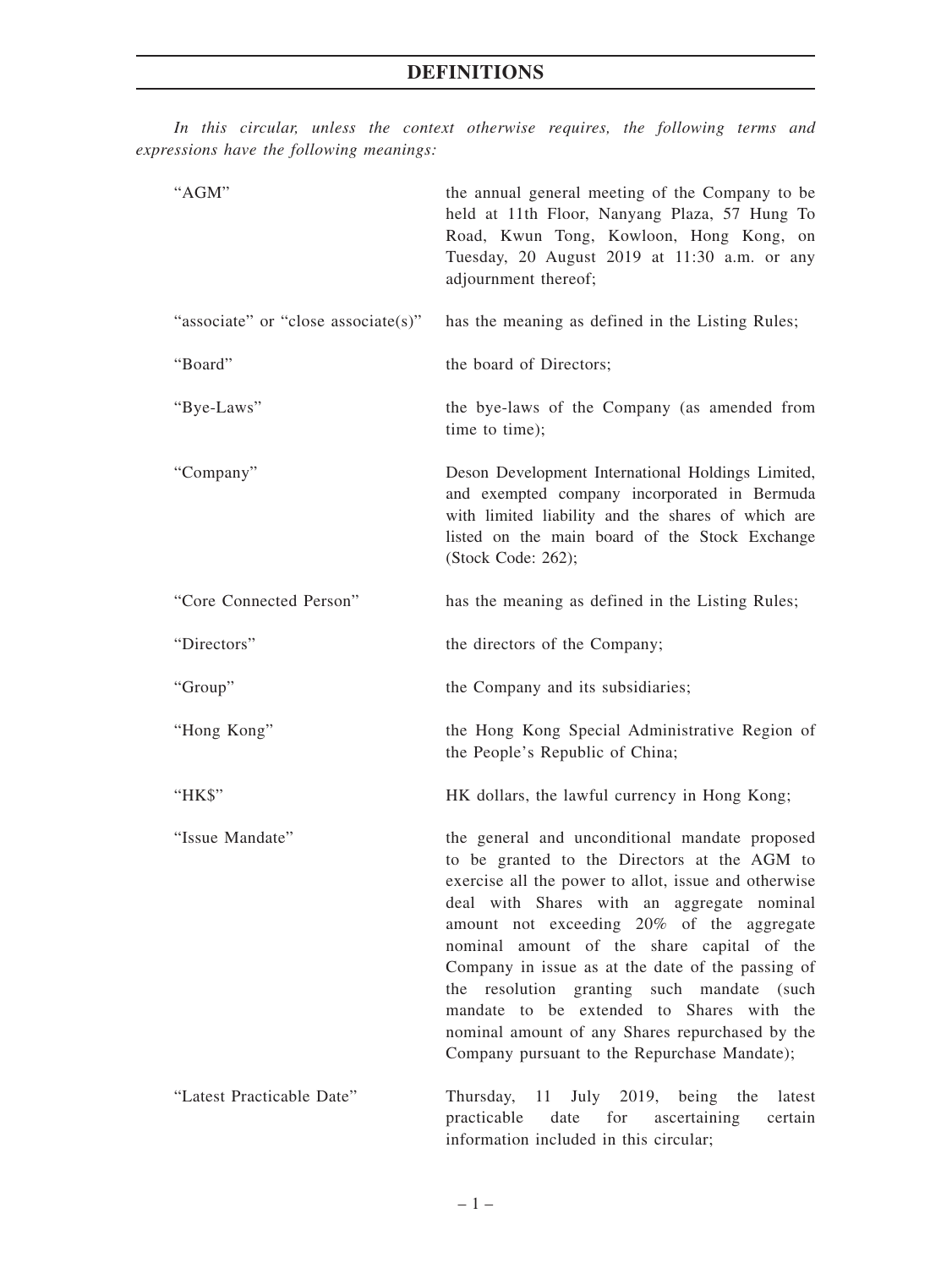# DEFINITIONS

*In this circular, unless the context otherwise requires, the following terms and expressions have the following meanings:*

| | |
|---|---|
| "AGM" | the annual general meeting of the Company to be held at 11th Floor, Nanyang Plaza, 57 Hung To Road, Kwun Tong, Kowloon, Hong Kong, on Tuesday, 20 August 2019 at 11:30 a.m. or any adjournment thereof; |
| "associate" or "close associate(s)" | has the meaning as defined in the Listing Rules; |
| "Board" | the board of Directors; |
| "Bye-Laws" | the bye-laws of the Company (as amended from time to time); |
| "Company" | Deson Development International Holdings Limited, and exempted company incorporated in Bermuda with limited liability and the shares of which are listed on the main board of the Stock Exchange (Stock Code: 262); |
| "Core Connected Person" | has the meaning as defined in the Listing Rules; |
| "Directors" | the directors of the Company; |
| "Group" | the Company and its subsidiaries; |
| "Hong Kong" | the Hong Kong Special Administrative Region of the People's Republic of China; |
| "HK$" | HK dollars, the lawful currency in Hong Kong; |
| "Issue Mandate" | the general and unconditional mandate proposed to be granted to the Directors at the AGM to exercise all the power to allot, issue and otherwise deal with Shares with an aggregate nominal amount not exceeding 20% of the aggregate nominal amount of the share capital of the Company in issue as at the date of the passing of the resolution granting such mandate (such mandate to be extended to Shares with the nominal amount of any Shares repurchased by the Company pursuant to the Repurchase Mandate); |
| "Latest Practicable Date" | Thursday, 11 July 2019, being the latest practicable date for ascertaining certain information included in this circular; |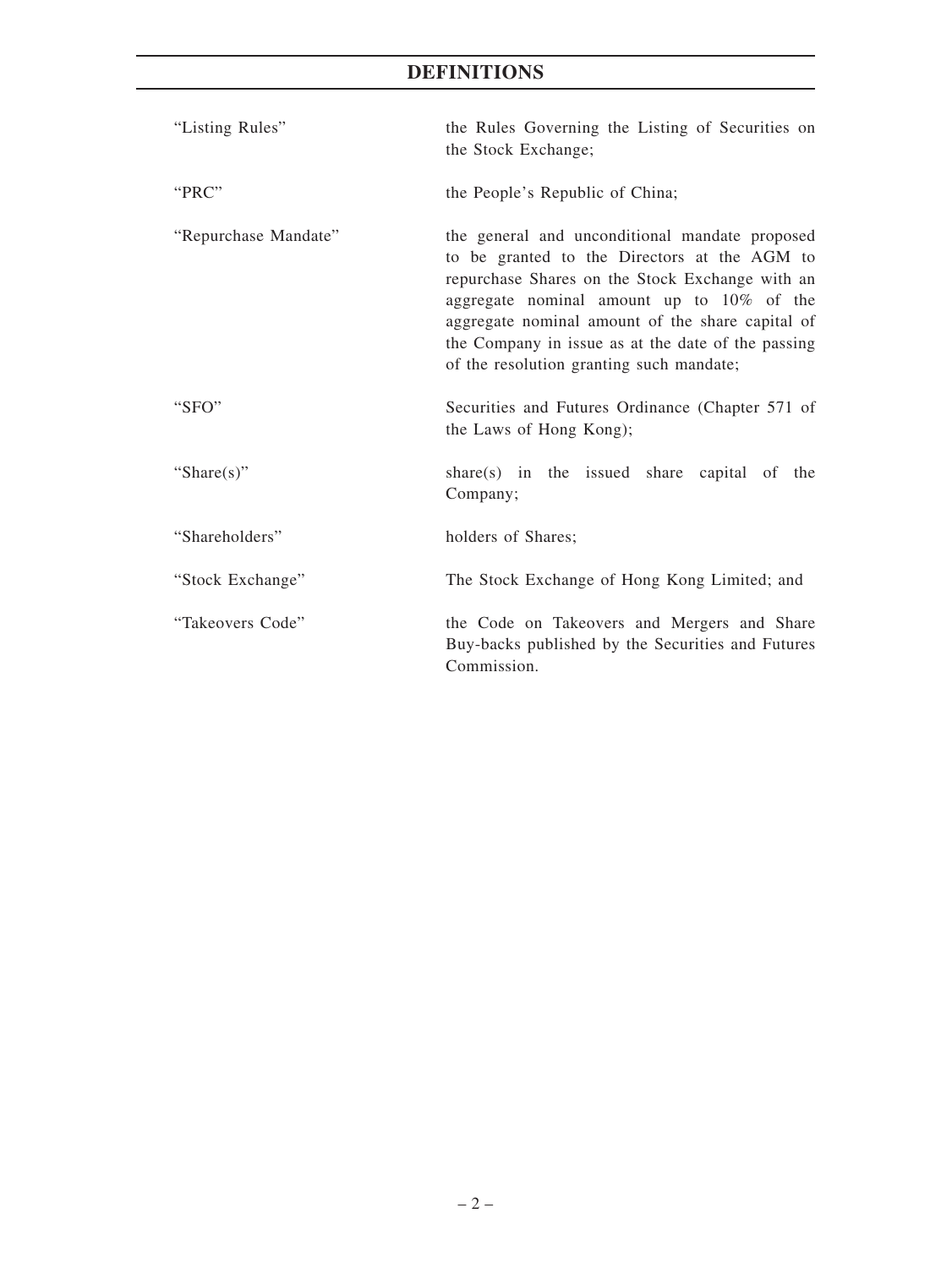# DEFINITIONS

| | |
|---|---|
| "Listing Rules" | the Rules Governing the Listing of Securities on the Stock Exchange; |
| "PRC" | the People's Republic of China; |
| "Repurchase Mandate" | the general and unconditional mandate proposed to be granted to the Directors at the AGM to repurchase Shares on the Stock Exchange with an aggregate nominal amount up to 10% of the aggregate nominal amount of the share capital of the Company in issue as at the date of the passing of the resolution granting such mandate; |
| "SFO" | Securities and Futures Ordinance (Chapter 571 of the Laws of Hong Kong); |
| "Share(s)" | share(s) in the issued share capital of the Company; |
| "Shareholders" | holders of Shares; |
| "Stock Exchange" | The Stock Exchange of Hong Kong Limited; and |
| "Takeovers Code" | the Code on Takeovers and Mergers and Share Buy-backs published by the Securities and Futures Commission. |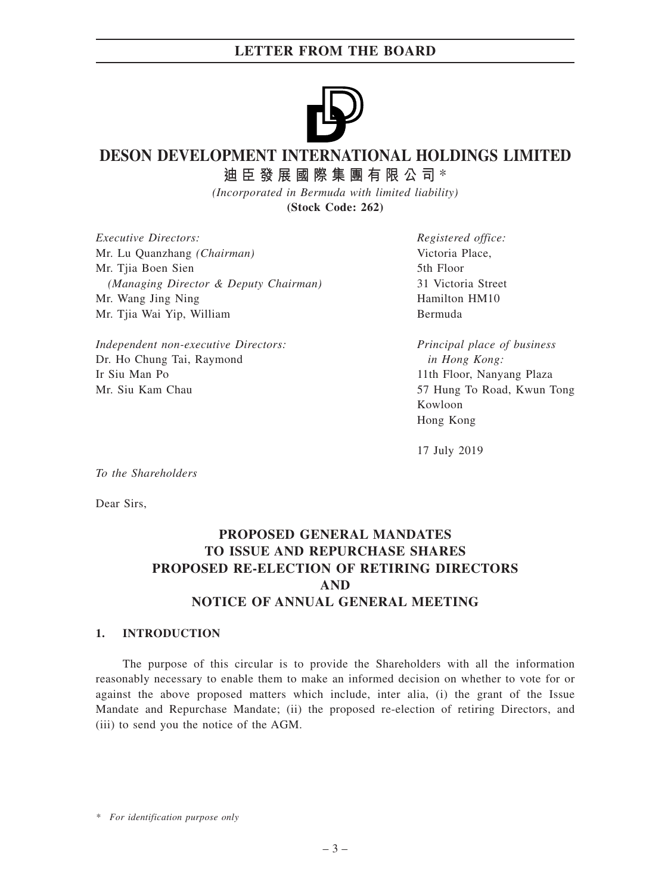# DESON DEVELOPMENT INTERNATIONAL HOLDINGS LIMITED

**迪臣發展國際集團有限公司***

*(Incorporated in Bermuda with limited liability)*

**(Stock Code: 262)**

*Executive Directors:*
Mr. Lu Quanzhang *(Chairman)*
Mr. Tjia Boen Sien
*(Managing Director & Deputy Chairman)*
Mr. Wang Jing Ning
Mr. Tjia Wai Yip, William

*Independent non-executive Directors:*
Dr. Ho Chung Tai, Raymond
Ir Siu Man Po
Mr. Siu Kam Chau

*Registered office:*
Victoria Place,
5th Floor
31 Victoria Street
Hamilton HM10
Bermuda

*Principal place of business in Hong Kong:*
11th Floor, Nanyang Plaza
57 Hung To Road, Kwun Tong
Kowloon
Hong Kong

17 July 2019

*To the Shareholders*

Dear Sirs,

## PROPOSED GENERAL MANDATES TO ISSUE AND REPURCHASE SHARES PROPOSED RE-ELECTION OF RETIRING DIRECTORS AND NOTICE OF ANNUAL GENERAL MEETING

### 1. INTRODUCTION

The purpose of this circular is to provide the Shareholders with all the information reasonably necessary to enable them to make an informed decision on whether to vote for or against the above proposed matters which include, inter alia, (i) the grant of the Issue Mandate and Repurchase Mandate; (ii) the proposed re-election of retiring Directors, and (iii) to send you the notice of the AGM.

\* *For identification purpose only*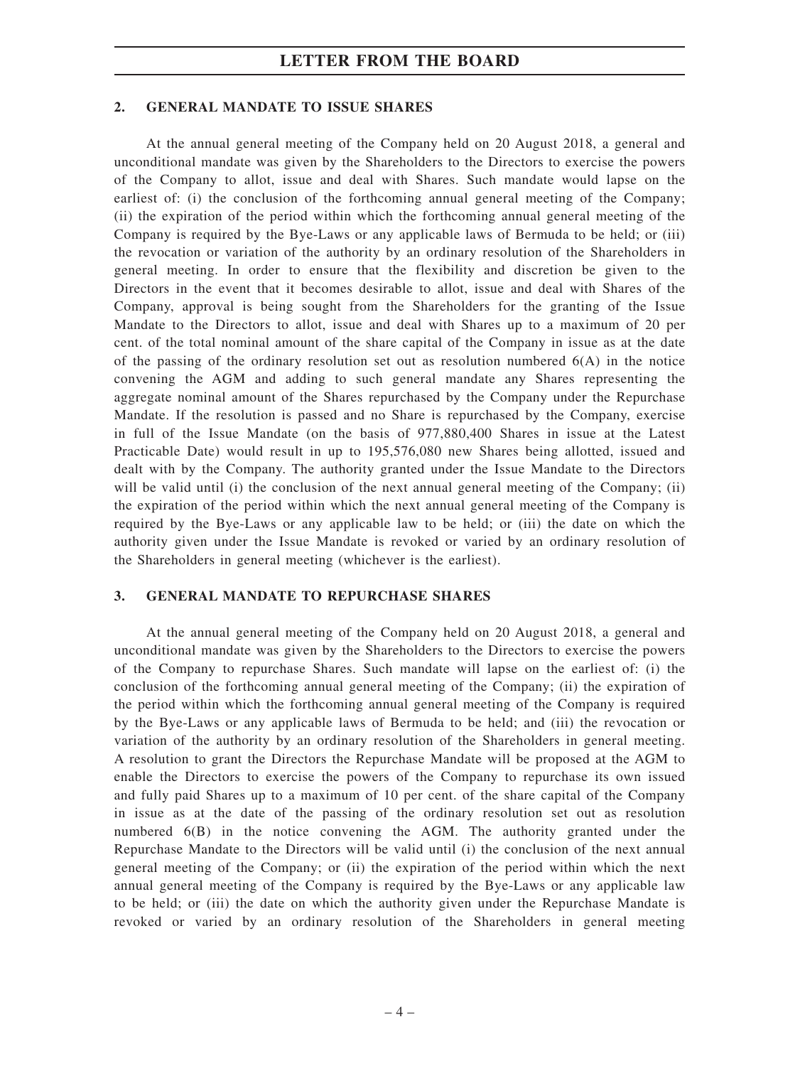## 2. GENERAL MANDATE TO ISSUE SHARES

At the annual general meeting of the Company held on 20 August 2018, a general and unconditional mandate was given by the Shareholders to the Directors to exercise the powers of the Company to allot, issue and deal with Shares. Such mandate would lapse on the earliest of: (i) the conclusion of the forthcoming annual general meeting of the Company; (ii) the expiration of the period within which the forthcoming annual general meeting of the Company is required by the Bye-Laws or any applicable laws of Bermuda to be held; or (iii) the revocation or variation of the authority by an ordinary resolution of the Shareholders in general meeting. In order to ensure that the flexibility and discretion be given to the Directors in the event that it becomes desirable to allot, issue and deal with Shares of the Company, approval is being sought from the Shareholders for the granting of the Issue Mandate to the Directors to allot, issue and deal with Shares up to a maximum of 20 per cent. of the total nominal amount of the share capital of the Company in issue as at the date of the passing of the ordinary resolution set out as resolution numbered 6(A) in the notice convening the AGM and adding to such general mandate any Shares representing the aggregate nominal amount of the Shares repurchased by the Company under the Repurchase Mandate. If the resolution is passed and no Share is repurchased by the Company, exercise in full of the Issue Mandate (on the basis of 977,880,400 Shares in issue at the Latest Practicable Date) would result in up to 195,576,080 new Shares being allotted, issued and dealt with by the Company. The authority granted under the Issue Mandate to the Directors will be valid until (i) the conclusion of the next annual general meeting of the Company; (ii) the expiration of the period within which the next annual general meeting of the Company is required by the Bye-Laws or any applicable law to be held; or (iii) the date on which the authority given under the Issue Mandate is revoked or varied by an ordinary resolution of the Shareholders in general meeting (whichever is the earliest).

## 3. GENERAL MANDATE TO REPURCHASE SHARES

At the annual general meeting of the Company held on 20 August 2018, a general and unconditional mandate was given by the Shareholders to the Directors to exercise the powers of the Company to repurchase Shares. Such mandate will lapse on the earliest of: (i) the conclusion of the forthcoming annual general meeting of the Company; (ii) the expiration of the period within which the forthcoming annual general meeting of the Company is required by the Bye-Laws or any applicable laws of Bermuda to be held; and (iii) the revocation or variation of the authority by an ordinary resolution of the Shareholders in general meeting. A resolution to grant the Directors the Repurchase Mandate will be proposed at the AGM to enable the Directors to exercise the powers of the Company to repurchase its own issued and fully paid Shares up to a maximum of 10 per cent. of the share capital of the Company in issue as at the date of the passing of the ordinary resolution set out as resolution numbered 6(B) in the notice convening the AGM. The authority granted under the Repurchase Mandate to the Directors will be valid until (i) the conclusion of the next annual general meeting of the Company; or (ii) the expiration of the period within which the next annual general meeting of the Company is required by the Bye-Laws or any applicable law to be held; or (iii) the date on which the authority given under the Repurchase Mandate is revoked or varied by an ordinary resolution of the Shareholders in general meeting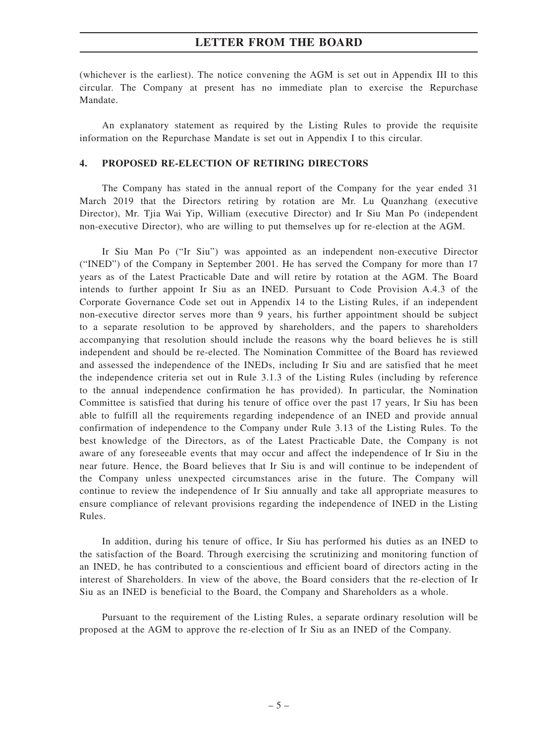(whichever is the earliest). The notice convening the AGM is set out in Appendix III to this circular. The Company at present has no immediate plan to exercise the Repurchase Mandate.

An explanatory statement as required by the Listing Rules to provide the requisite information on the Repurchase Mandate is set out in Appendix I to this circular.

## 4. PROPOSED RE-ELECTION OF RETIRING DIRECTORS

The Company has stated in the annual report of the Company for the year ended 31 March 2019 that the Directors retiring by rotation are Mr. Lu Quanzhang (executive Director), Mr. Tjia Wai Yip, William (executive Director) and Ir Siu Man Po (independent non-executive Director), who are willing to put themselves up for re-election at the AGM.

Ir Siu Man Po ("Ir Siu") was appointed as an independent non-executive Director ("INED") of the Company in September 2001. He has served the Company for more than 17 years as of the Latest Practicable Date and will retire by rotation at the AGM. The Board intends to further appoint Ir Siu as an INED. Pursuant to Code Provision A.4.3 of the Corporate Governance Code set out in Appendix 14 to the Listing Rules, if an independent non-executive director serves more than 9 years, his further appointment should be subject to a separate resolution to be approved by shareholders, and the papers to shareholders accompanying that resolution should include the reasons why the board believes he is still independent and should be re-elected. The Nomination Committee of the Board has reviewed and assessed the independence of the INEDs, including Ir Siu and are satisfied that he meet the independence criteria set out in Rule 3.1.3 of the Listing Rules (including by reference to the annual independence confirmation he has provided). In particular, the Nomination Committee is satisfied that during his tenure of office over the past 17 years, Ir Siu has been able to fulfill all the requirements regarding independence of an INED and provide annual confirmation of independence to the Company under Rule 3.13 of the Listing Rules. To the best knowledge of the Directors, as of the Latest Practicable Date, the Company is not aware of any foreseeable events that may occur and affect the independence of Ir Siu in the near future. Hence, the Board believes that Ir Siu is and will continue to be independent of the Company unless unexpected circumstances arise in the future. The Company will continue to review the independence of Ir Siu annually and take all appropriate measures to ensure compliance of relevant provisions regarding the independence of INED in the Listing Rules.

In addition, during his tenure of office, Ir Siu has performed his duties as an INED to the satisfaction of the Board. Through exercising the scrutinizing and monitoring function of an INED, he has contributed to a conscientious and efficient board of directors acting in the interest of Shareholders. In view of the above, the Board considers that the re-election of Ir Siu as an INED is beneficial to the Board, the Company and Shareholders as a whole.

Pursuant to the requirement of the Listing Rules, a separate ordinary resolution will be proposed at the AGM to approve the re-election of Ir Siu as an INED of the Company.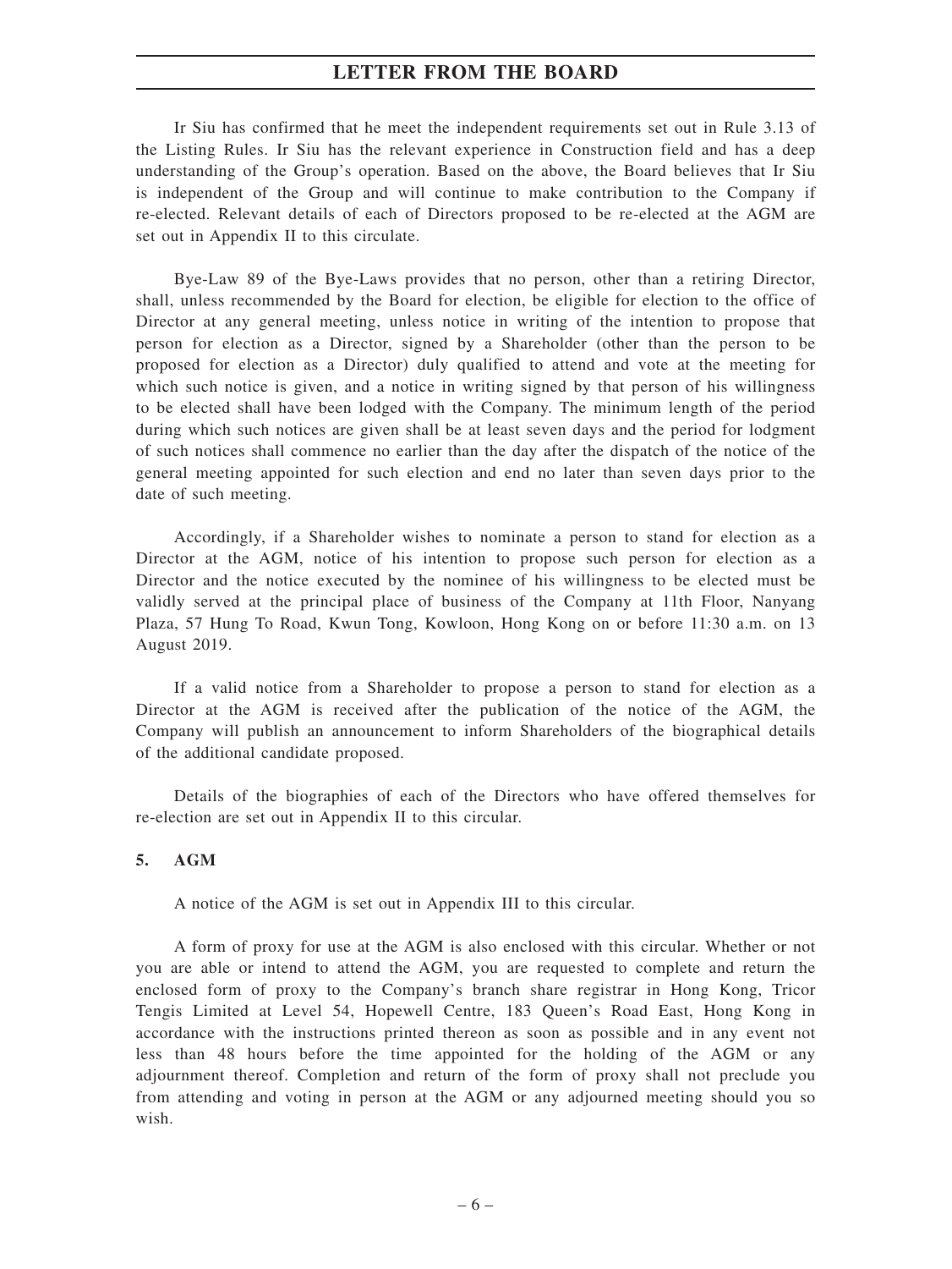Ir Siu has confirmed that he meet the independent requirements set out in Rule 3.13 of the Listing Rules. Ir Siu has the relevant experience in Construction field and has a deep understanding of the Group's operation. Based on the above, the Board believes that Ir Siu is independent of the Group and will continue to make contribution to the Company if re-elected. Relevant details of each of Directors proposed to be re-elected at the AGM are set out in Appendix II to this circulate.

Bye-Law 89 of the Bye-Laws provides that no person, other than a retiring Director, shall, unless recommended by the Board for election, be eligible for election to the office of Director at any general meeting, unless notice in writing of the intention to propose that person for election as a Director, signed by a Shareholder (other than the person to be proposed for election as a Director) duly qualified to attend and vote at the meeting for which such notice is given, and a notice in writing signed by that person of his willingness to be elected shall have been lodged with the Company. The minimum length of the period during which such notices are given shall be at least seven days and the period for lodgment of such notices shall commence no earlier than the day after the dispatch of the notice of the general meeting appointed for such election and end no later than seven days prior to the date of such meeting.

Accordingly, if a Shareholder wishes to nominate a person to stand for election as a Director at the AGM, notice of his intention to propose such person for election as a Director and the notice executed by the nominee of his willingness to be elected must be validly served at the principal place of business of the Company at 11th Floor, Nanyang Plaza, 57 Hung To Road, Kwun Tong, Kowloon, Hong Kong on or before 11:30 a.m. on 13 August 2019.

If a valid notice from a Shareholder to propose a person to stand for election as a Director at the AGM is received after the publication of the notice of the AGM, the Company will publish an announcement to inform Shareholders of the biographical details of the additional candidate proposed.

Details of the biographies of each of the Directors who have offered themselves for re-election are set out in Appendix II to this circular.

## 5. AGM

A notice of the AGM is set out in Appendix III to this circular.

A form of proxy for use at the AGM is also enclosed with this circular. Whether or not you are able or intend to attend the AGM, you are requested to complete and return the enclosed form of proxy to the Company's branch share registrar in Hong Kong, Tricor Tengis Limited at Level 54, Hopewell Centre, 183 Queen's Road East, Hong Kong in accordance with the instructions printed thereon as soon as possible and in any event not less than 48 hours before the time appointed for the holding of the AGM or any adjournment thereof. Completion and return of the form of proxy shall not preclude you from attending and voting in person at the AGM or any adjourned meeting should you so wish.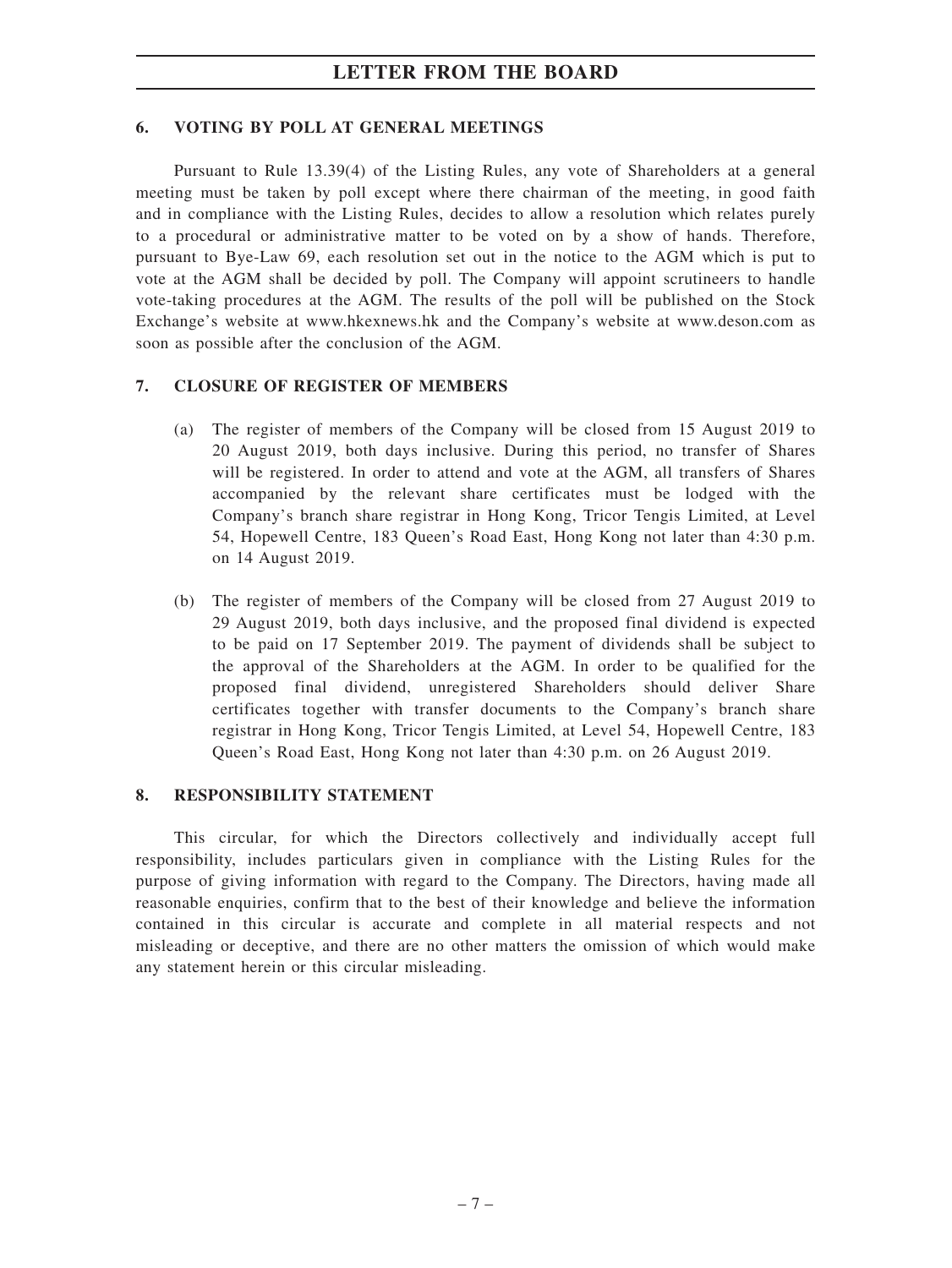## 6. VOTING BY POLL AT GENERAL MEETINGS

Pursuant to Rule 13.39(4) of the Listing Rules, any vote of Shareholders at a general meeting must be taken by poll except where there chairman of the meeting, in good faith and in compliance with the Listing Rules, decides to allow a resolution which relates purely to a procedural or administrative matter to be voted on by a show of hands. Therefore, pursuant to Bye-Law 69, each resolution set out in the notice to the AGM which is put to vote at the AGM shall be decided by poll. The Company will appoint scrutineers to handle vote-taking procedures at the AGM. The results of the poll will be published on the Stock Exchange's website at www.hkexnews.hk and the Company's website at www.deson.com as soon as possible after the conclusion of the AGM.

## 7. CLOSURE OF REGISTER OF MEMBERS

(a) The register of members of the Company will be closed from 15 August 2019 to 20 August 2019, both days inclusive. During this period, no transfer of Shares will be registered. In order to attend and vote at the AGM, all transfers of Shares accompanied by the relevant share certificates must be lodged with the Company's branch share registrar in Hong Kong, Tricor Tengis Limited, at Level 54, Hopewell Centre, 183 Queen's Road East, Hong Kong not later than 4:30 p.m. on 14 August 2019.

(b) The register of members of the Company will be closed from 27 August 2019 to 29 August 2019, both days inclusive, and the proposed final dividend is expected to be paid on 17 September 2019. The payment of dividends shall be subject to the approval of the Shareholders at the AGM. In order to be qualified for the proposed final dividend, unregistered Shareholders should deliver Share certificates together with transfer documents to the Company's branch share registrar in Hong Kong, Tricor Tengis Limited, at Level 54, Hopewell Centre, 183 Queen's Road East, Hong Kong not later than 4:30 p.m. on 26 August 2019.

## 8. RESPONSIBILITY STATEMENT

This circular, for which the Directors collectively and individually accept full responsibility, includes particulars given in compliance with the Listing Rules for the purpose of giving information with regard to the Company. The Directors, having made all reasonable enquiries, confirm that to the best of their knowledge and believe the information contained in this circular is accurate and complete in all material respects and not misleading or deceptive, and there are no other matters the omission of which would make any statement herein or this circular misleading.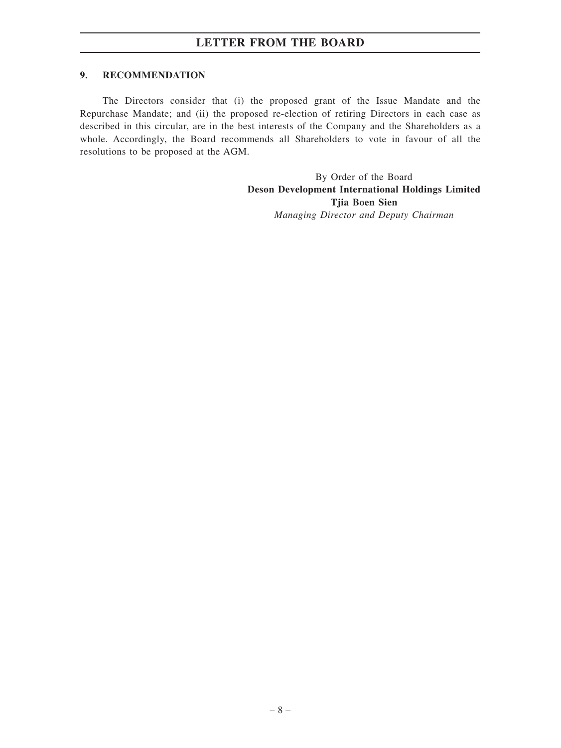## 9. RECOMMENDATION

The Directors consider that (i) the proposed grant of the Issue Mandate and the Repurchase Mandate; and (ii) the proposed re-election of retiring Directors in each case as described in this circular, are in the best interests of the Company and the Shareholders as a whole. Accordingly, the Board recommends all Shareholders to vote in favour of all the resolutions to be proposed at the AGM.

By Order of the Board
**Deson Development International Holdings Limited**
**Tjia Boen Sien**
*Managing Director and Deputy Chairman*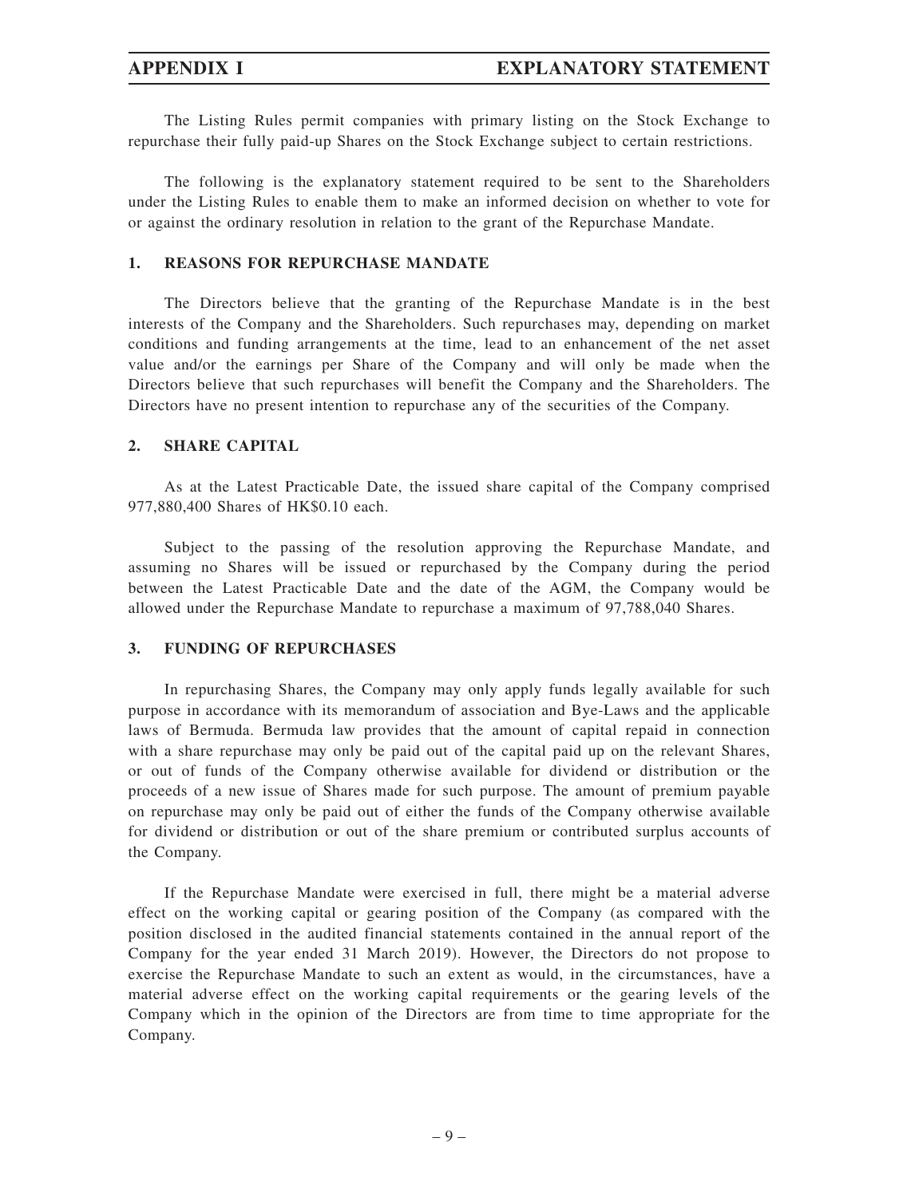# APPENDIX I EXPLANATORY STATEMENT

The Listing Rules permit companies with primary listing on the Stock Exchange to repurchase their fully paid-up Shares on the Stock Exchange subject to certain restrictions.

The following is the explanatory statement required to be sent to the Shareholders under the Listing Rules to enable them to make an informed decision on whether to vote for or against the ordinary resolution in relation to the grant of the Repurchase Mandate.

## 1. REASONS FOR REPURCHASE MANDATE

The Directors believe that the granting of the Repurchase Mandate is in the best interests of the Company and the Shareholders. Such repurchases may, depending on market conditions and funding arrangements at the time, lead to an enhancement of the net asset value and/or the earnings per Share of the Company and will only be made when the Directors believe that such repurchases will benefit the Company and the Shareholders. The Directors have no present intention to repurchase any of the securities of the Company.

## 2. SHARE CAPITAL

As at the Latest Practicable Date, the issued share capital of the Company comprised 977,880,400 Shares of HK$0.10 each.

Subject to the passing of the resolution approving the Repurchase Mandate, and assuming no Shares will be issued or repurchased by the Company during the period between the Latest Practicable Date and the date of the AGM, the Company would be allowed under the Repurchase Mandate to repurchase a maximum of 97,788,040 Shares.

## 3. FUNDING OF REPURCHASES

In repurchasing Shares, the Company may only apply funds legally available for such purpose in accordance with its memorandum of association and Bye-Laws and the applicable laws of Bermuda. Bermuda law provides that the amount of capital repaid in connection with a share repurchase may only be paid out of the capital paid up on the relevant Shares, or out of funds of the Company otherwise available for dividend or distribution or the proceeds of a new issue of Shares made for such purpose. The amount of premium payable on repurchase may only be paid out of either the funds of the Company otherwise available for dividend or distribution or out of the share premium or contributed surplus accounts of the Company.

If the Repurchase Mandate were exercised in full, there might be a material adverse effect on the working capital or gearing position of the Company (as compared with the position disclosed in the audited financial statements contained in the annual report of the Company for the year ended 31 March 2019). However, the Directors do not propose to exercise the Repurchase Mandate to such an extent as would, in the circumstances, have a material adverse effect on the working capital requirements or the gearing levels of the Company which in the opinion of the Directors are from time to time appropriate for the Company.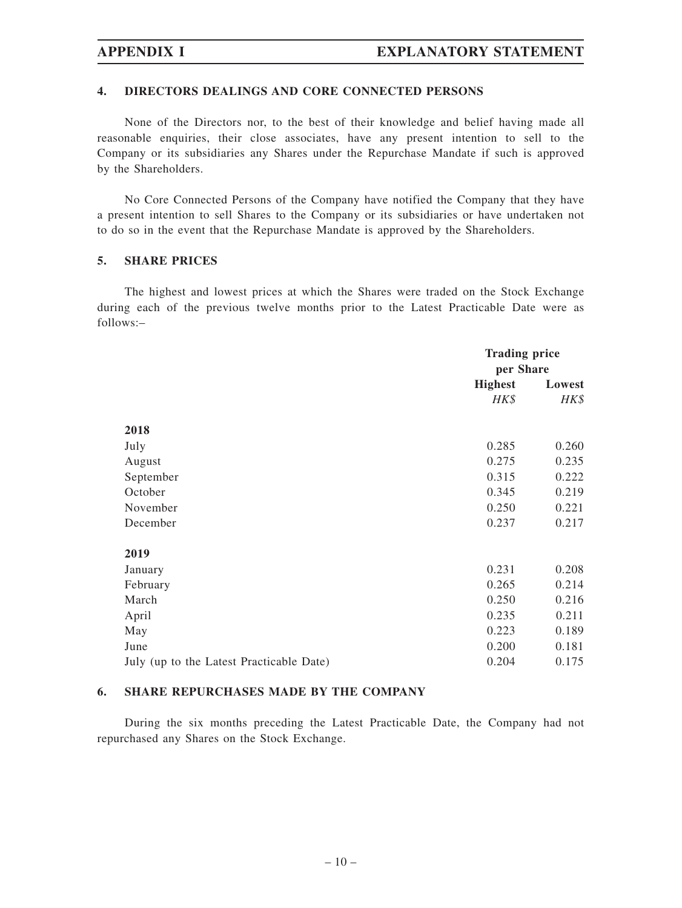## 4. DIRECTORS DEALINGS AND CORE CONNECTED PERSONS

None of the Directors nor, to the best of their knowledge and belief having made all reasonable enquiries, their close associates, have any present intention to sell to the Company or its subsidiaries any Shares under the Repurchase Mandate if such is approved by the Shareholders.

No Core Connected Persons of the Company have notified the Company that they have a present intention to sell Shares to the Company or its subsidiaries or have undertaken not to do so in the event that the Repurchase Mandate is approved by the Shareholders.

## 5. SHARE PRICES

The highest and lowest prices at which the Shares were traded on the Stock Exchange during each of the previous twelve months prior to the Latest Practicable Date were as follows:–

| | Trading price per Share | |
|---|---|---|
| | **Highest** | **Lowest** |
| | *HK$* | *HK$* |
| **2018** | | |
| July | 0.285 | 0.260 |
| August | 0.275 | 0.235 |
| September | 0.315 | 0.222 |
| October | 0.345 | 0.219 |
| November | 0.250 | 0.221 |
| December | 0.237 | 0.217 |
| **2019** | | |
| January | 0.231 | 0.208 |
| February | 0.265 | 0.214 |
| March | 0.250 | 0.216 |
| April | 0.235 | 0.211 |
| May | 0.223 | 0.189 |
| June | 0.200 | 0.181 |
| July (up to the Latest Practicable Date) | 0.204 | 0.175 |

## 6. SHARE REPURCHASES MADE BY THE COMPANY

During the six months preceding the Latest Practicable Date, the Company had not repurchased any Shares on the Stock Exchange.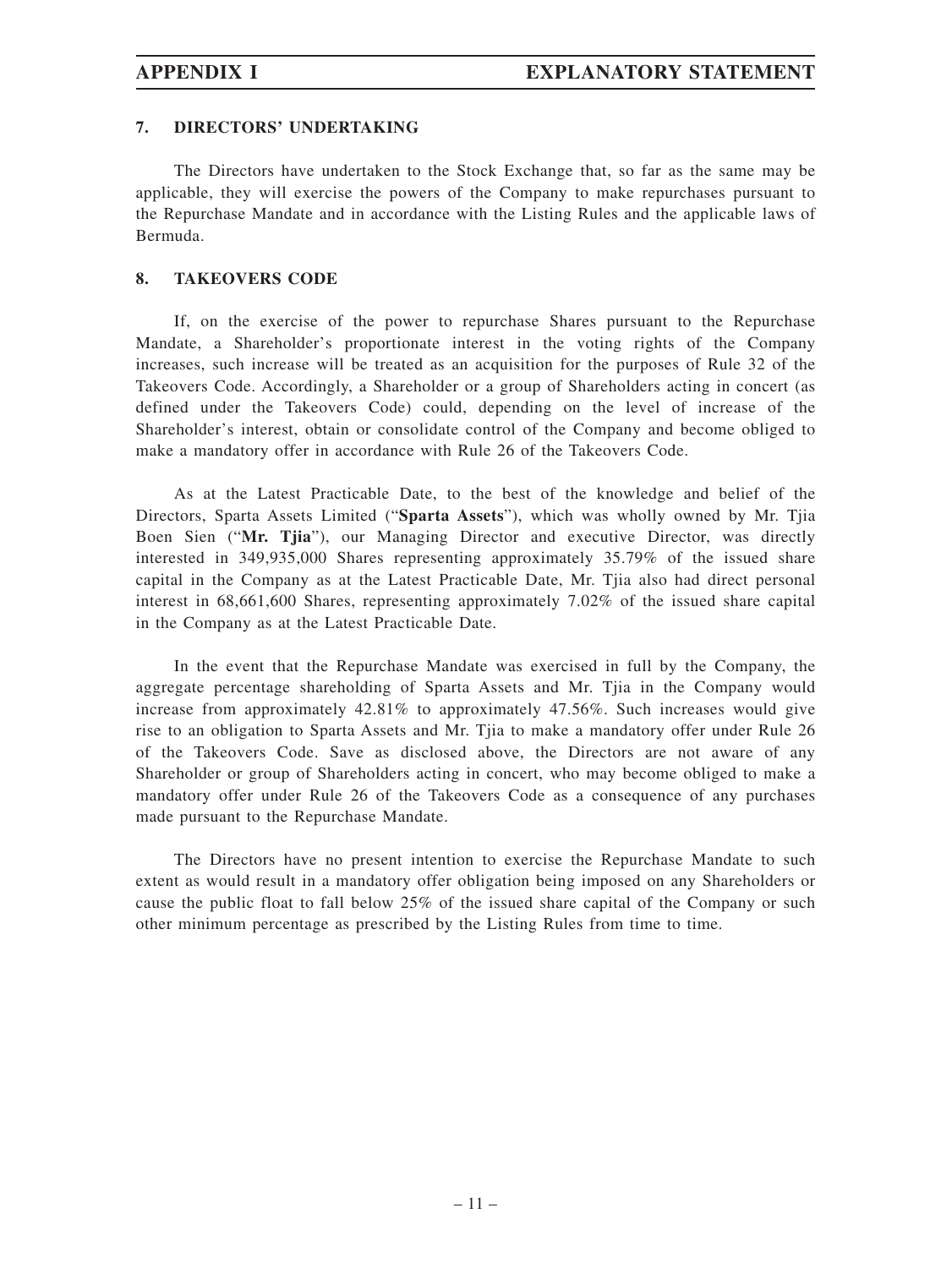## 7. DIRECTORS' UNDERTAKING

The Directors have undertaken to the Stock Exchange that, so far as the same may be applicable, they will exercise the powers of the Company to make repurchases pursuant to the Repurchase Mandate and in accordance with the Listing Rules and the applicable laws of Bermuda.

## 8. TAKEOVERS CODE

If, on the exercise of the power to repurchase Shares pursuant to the Repurchase Mandate, a Shareholder's proportionate interest in the voting rights of the Company increases, such increase will be treated as an acquisition for the purposes of Rule 32 of the Takeovers Code. Accordingly, a Shareholder or a group of Shareholders acting in concert (as defined under the Takeovers Code) could, depending on the level of increase of the Shareholder's interest, obtain or consolidate control of the Company and become obliged to make a mandatory offer in accordance with Rule 26 of the Takeovers Code.

As at the Latest Practicable Date, to the best of the knowledge and belief of the Directors, Sparta Assets Limited ("**Sparta Assets**"), which was wholly owned by Mr. Tjia Boen Sien ("**Mr. Tjia**"), our Managing Director and executive Director, was directly interested in 349,935,000 Shares representing approximately 35.79% of the issued share capital in the Company as at the Latest Practicable Date, Mr. Tjia also had direct personal interest in 68,661,600 Shares, representing approximately 7.02% of the issued share capital in the Company as at the Latest Practicable Date.

In the event that the Repurchase Mandate was exercised in full by the Company, the aggregate percentage shareholding of Sparta Assets and Mr. Tjia in the Company would increase from approximately 42.81% to approximately 47.56%. Such increases would give rise to an obligation to Sparta Assets and Mr. Tjia to make a mandatory offer under Rule 26 of the Takeovers Code. Save as disclosed above, the Directors are not aware of any Shareholder or group of Shareholders acting in concert, who may become obliged to make a mandatory offer under Rule 26 of the Takeovers Code as a consequence of any purchases made pursuant to the Repurchase Mandate.

The Directors have no present intention to exercise the Repurchase Mandate to such extent as would result in a mandatory offer obligation being imposed on any Shareholders or cause the public float to fall below 25% of the issued share capital of the Company or such other minimum percentage as prescribed by the Listing Rules from time to time.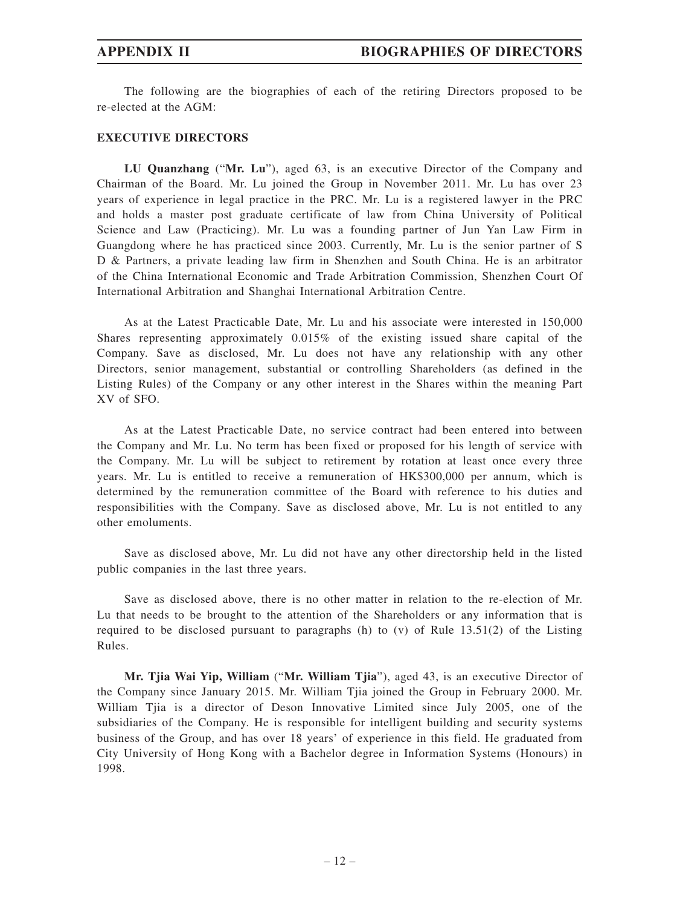The following are the biographies of each of the retiring Directors proposed to be re-elected at the AGM:

**EXECUTIVE DIRECTORS**

**LU Quanzhang** ("**Mr. Lu**"), aged 63, is an executive Director of the Company and Chairman of the Board. Mr. Lu joined the Group in November 2011. Mr. Lu has over 23 years of experience in legal practice in the PRC. Mr. Lu is a registered lawyer in the PRC and holds a master post graduate certificate of law from China University of Political Science and Law (Practicing). Mr. Lu was a founding partner of Jun Yan Law Firm in Guangdong where he has practiced since 2003. Currently, Mr. Lu is the senior partner of S D & Partners, a private leading law firm in Shenzhen and South China. He is an arbitrator of the China International Economic and Trade Arbitration Commission, Shenzhen Court Of International Arbitration and Shanghai International Arbitration Centre.

As at the Latest Practicable Date, Mr. Lu and his associate were interested in 150,000 Shares representing approximately 0.015% of the existing issued share capital of the Company. Save as disclosed, Mr. Lu does not have any relationship with any other Directors, senior management, substantial or controlling Shareholders (as defined in the Listing Rules) of the Company or any other interest in the Shares within the meaning Part XV of SFO.

As at the Latest Practicable Date, no service contract had been entered into between the Company and Mr. Lu. No term has been fixed or proposed for his length of service with the Company. Mr. Lu will be subject to retirement by rotation at least once every three years. Mr. Lu is entitled to receive a remuneration of HK$300,000 per annum, which is determined by the remuneration committee of the Board with reference to his duties and responsibilities with the Company. Save as disclosed above, Mr. Lu is not entitled to any other emoluments.

Save as disclosed above, Mr. Lu did not have any other directorship held in the listed public companies in the last three years.

Save as disclosed above, there is no other matter in relation to the re-election of Mr. Lu that needs to be brought to the attention of the Shareholders or any information that is required to be disclosed pursuant to paragraphs (h) to (v) of Rule 13.51(2) of the Listing Rules.

**Mr. Tjia Wai Yip, William** ("**Mr. William Tjia**"), aged 43, is an executive Director of the Company since January 2015. Mr. William Tjia joined the Group in February 2000. Mr. William Tjia is a director of Deson Innovative Limited since July 2005, one of the subsidiaries of the Company. He is responsible for intelligent building and security systems business of the Group, and has over 18 years' of experience in this field. He graduated from City University of Hong Kong with a Bachelor degree in Information Systems (Honours) in 1998.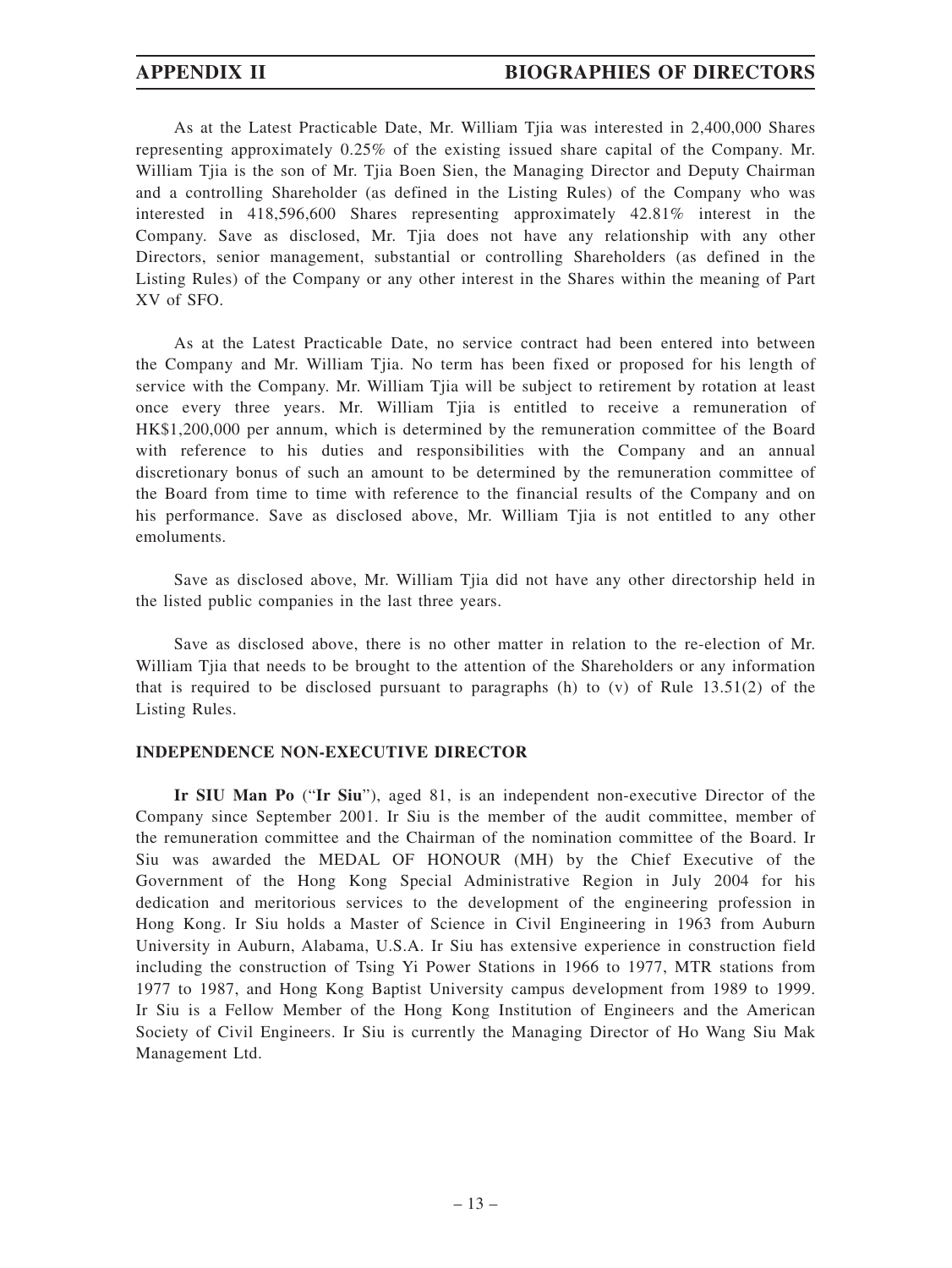As at the Latest Practicable Date, Mr. William Tjia was interested in 2,400,000 Shares representing approximately 0.25% of the existing issued share capital of the Company. Mr. William Tjia is the son of Mr. Tjia Boen Sien, the Managing Director and Deputy Chairman and a controlling Shareholder (as defined in the Listing Rules) of the Company who was interested in 418,596,600 Shares representing approximately 42.81% interest in the Company. Save as disclosed, Mr. Tjia does not have any relationship with any other Directors, senior management, substantial or controlling Shareholders (as defined in the Listing Rules) of the Company or any other interest in the Shares within the meaning of Part XV of SFO.

As at the Latest Practicable Date, no service contract had been entered into between the Company and Mr. William Tjia. No term has been fixed or proposed for his length of service with the Company. Mr. William Tjia will be subject to retirement by rotation at least once every three years. Mr. William Tjia is entitled to receive a remuneration of HK$1,200,000 per annum, which is determined by the remuneration committee of the Board with reference to his duties and responsibilities with the Company and an annual discretionary bonus of such an amount to be determined by the remuneration committee of the Board from time to time with reference to the financial results of the Company and on his performance. Save as disclosed above, Mr. William Tjia is not entitled to any other emoluments.

Save as disclosed above, Mr. William Tjia did not have any other directorship held in the listed public companies in the last three years.

Save as disclosed above, there is no other matter in relation to the re-election of Mr. William Tjia that needs to be brought to the attention of the Shareholders or any information that is required to be disclosed pursuant to paragraphs (h) to (v) of Rule 13.51(2) of the Listing Rules.

## INDEPENDENCE NON-EXECUTIVE DIRECTOR

**Ir SIU Man Po** ("**Ir Siu**"), aged 81, is an independent non-executive Director of the Company since September 2001. Ir Siu is the member of the audit committee, member of the remuneration committee and the Chairman of the nomination committee of the Board. Ir Siu was awarded the MEDAL OF HONOUR (MH) by the Chief Executive of the Government of the Hong Kong Special Administrative Region in July 2004 for his dedication and meritorious services to the development of the engineering profession in Hong Kong. Ir Siu holds a Master of Science in Civil Engineering in 1963 from Auburn University in Auburn, Alabama, U.S.A. Ir Siu has extensive experience in construction field including the construction of Tsing Yi Power Stations in 1966 to 1977, MTR stations from 1977 to 1987, and Hong Kong Baptist University campus development from 1989 to 1999. Ir Siu is a Fellow Member of the Hong Kong Institution of Engineers and the American Society of Civil Engineers. Ir Siu is currently the Managing Director of Ho Wang Siu Mak Management Ltd.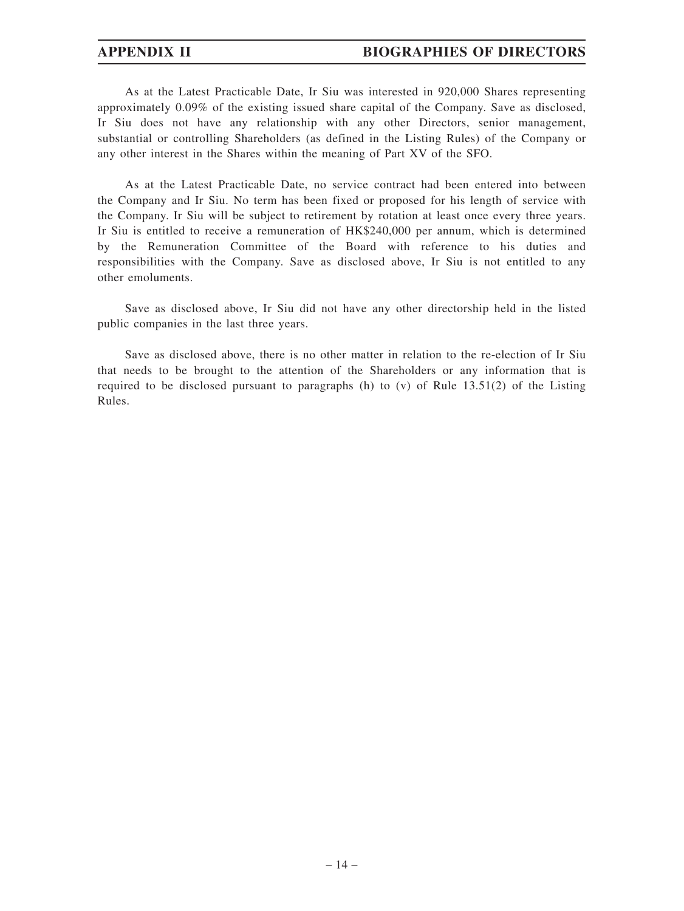As at the Latest Practicable Date, Ir Siu was interested in 920,000 Shares representing approximately 0.09% of the existing issued share capital of the Company. Save as disclosed, Ir Siu does not have any relationship with any other Directors, senior management, substantial or controlling Shareholders (as defined in the Listing Rules) of the Company or any other interest in the Shares within the meaning of Part XV of the SFO.

As at the Latest Practicable Date, no service contract had been entered into between the Company and Ir Siu. No term has been fixed or proposed for his length of service with the Company. Ir Siu will be subject to retirement by rotation at least once every three years. Ir Siu is entitled to receive a remuneration of HK$240,000 per annum, which is determined by the Remuneration Committee of the Board with reference to his duties and responsibilities with the Company. Save as disclosed above, Ir Siu is not entitled to any other emoluments.

Save as disclosed above, Ir Siu did not have any other directorship held in the listed public companies in the last three years.

Save as disclosed above, there is no other matter in relation to the re-election of Ir Siu that needs to be brought to the attention of the Shareholders or any information that is required to be disclosed pursuant to paragraphs (h) to (v) of Rule 13.51(2) of the Listing Rules.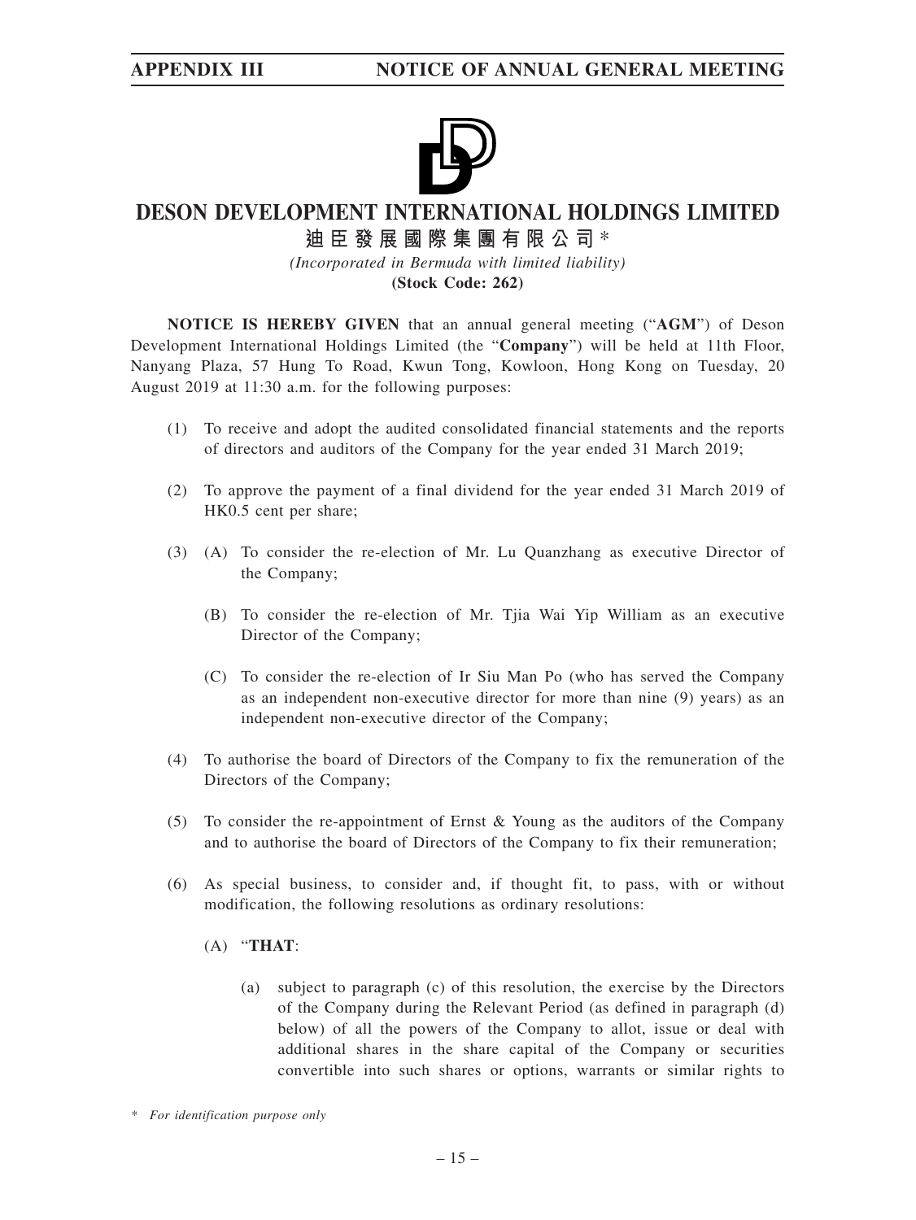# DESON DEVELOPMENT INTERNATIONAL HOLDINGS LIMITED

**迪臣發展國際集團有限公司***

*(Incorporated in Bermuda with limited liability)*

**(Stock Code: 262)**

**NOTICE IS HEREBY GIVEN** that an annual general meeting ("**AGM**") of Deson Development International Holdings Limited (the "**Company**") will be held at 11th Floor, Nanyang Plaza, 57 Hung To Road, Kwun Tong, Kowloon, Hong Kong on Tuesday, 20 August 2019 at 11:30 a.m. for the following purposes:

(1) To receive and adopt the audited consolidated financial statements and the reports of directors and auditors of the Company for the year ended 31 March 2019;

(2) To approve the payment of a final dividend for the year ended 31 March 2019 of HK0.5 cent per share;

(3) (A) To consider the re-election of Mr. Lu Quanzhang as executive Director of the Company;

(B) To consider the re-election of Mr. Tjia Wai Yip William as an executive Director of the Company;

(C) To consider the re-election of Ir Siu Man Po (who has served the Company as an independent non-executive director for more than nine (9) years) as an independent non-executive director of the Company;

(4) To authorise the board of Directors of the Company to fix the remuneration of the Directors of the Company;

(5) To consider the re-appointment of Ernst & Young as the auditors of the Company and to authorise the board of Directors of the Company to fix their remuneration;

(6) As special business, to consider and, if thought fit, to pass, with or without modification, the following resolutions as ordinary resolutions:

(A) "**THAT**:

(a) subject to paragraph (c) of this resolution, the exercise by the Directors of the Company during the Relevant Period (as defined in paragraph (d) below) of all the powers of the Company to allot, issue or deal with additional shares in the share capital of the Company or securities convertible into such shares or options, warrants or similar rights to

\* *For identification purpose only*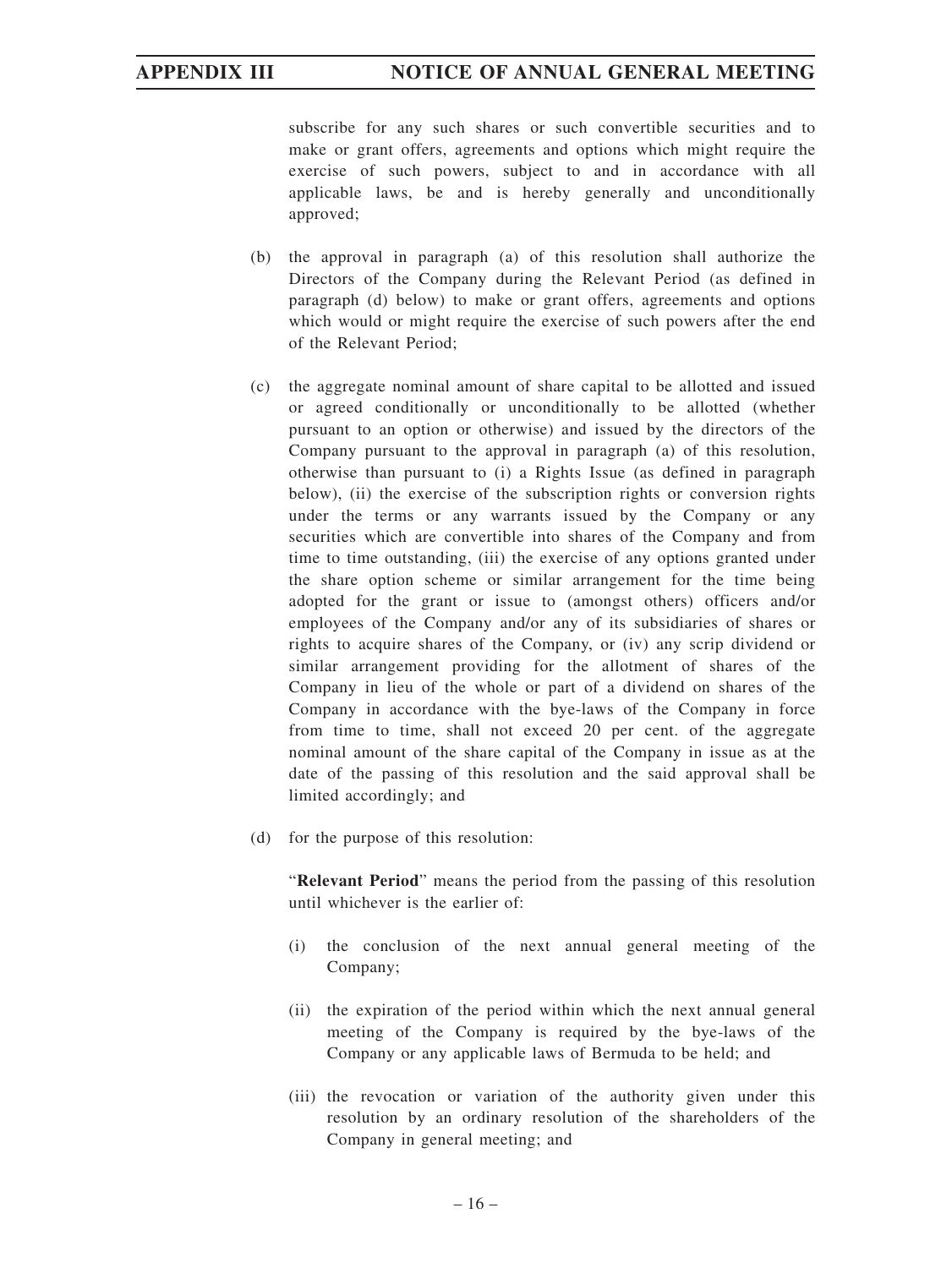subscribe for any such shares or such convertible securities and to make or grant offers, agreements and options which might require the exercise of such powers, subject to and in accordance with all applicable laws, be and is hereby generally and unconditionally approved;

(b) the approval in paragraph (a) of this resolution shall authorize the Directors of the Company during the Relevant Period (as defined in paragraph (d) below) to make or grant offers, agreements and options which would or might require the exercise of such powers after the end of the Relevant Period;

(c) the aggregate nominal amount of share capital to be allotted and issued or agreed conditionally or unconditionally to be allotted (whether pursuant to an option or otherwise) and issued by the directors of the Company pursuant to the approval in paragraph (a) of this resolution, otherwise than pursuant to (i) a Rights Issue (as defined in paragraph below), (ii) the exercise of the subscription rights or conversion rights under the terms or any warrants issued by the Company or any securities which are convertible into shares of the Company and from time to time outstanding, (iii) the exercise of any options granted under the share option scheme or similar arrangement for the time being adopted for the grant or issue to (amongst others) officers and/or employees of the Company and/or any of its subsidiaries of shares or rights to acquire shares of the Company, or (iv) any scrip dividend or similar arrangement providing for the allotment of shares of the Company in lieu of the whole or part of a dividend on shares of the Company in accordance with the bye-laws of the Company in force from time to time, shall not exceed 20 per cent. of the aggregate nominal amount of the share capital of the Company in issue as at the date of the passing of this resolution and the said approval shall be limited accordingly; and

(d) for the purpose of this resolution:

"**Relevant Period**" means the period from the passing of this resolution until whichever is the earlier of:

(i) the conclusion of the next annual general meeting of the Company;

(ii) the expiration of the period within which the next annual general meeting of the Company is required by the bye-laws of the Company or any applicable laws of Bermuda to be held; and

(iii) the revocation or variation of the authority given under this resolution by an ordinary resolution of the shareholders of the Company in general meeting; and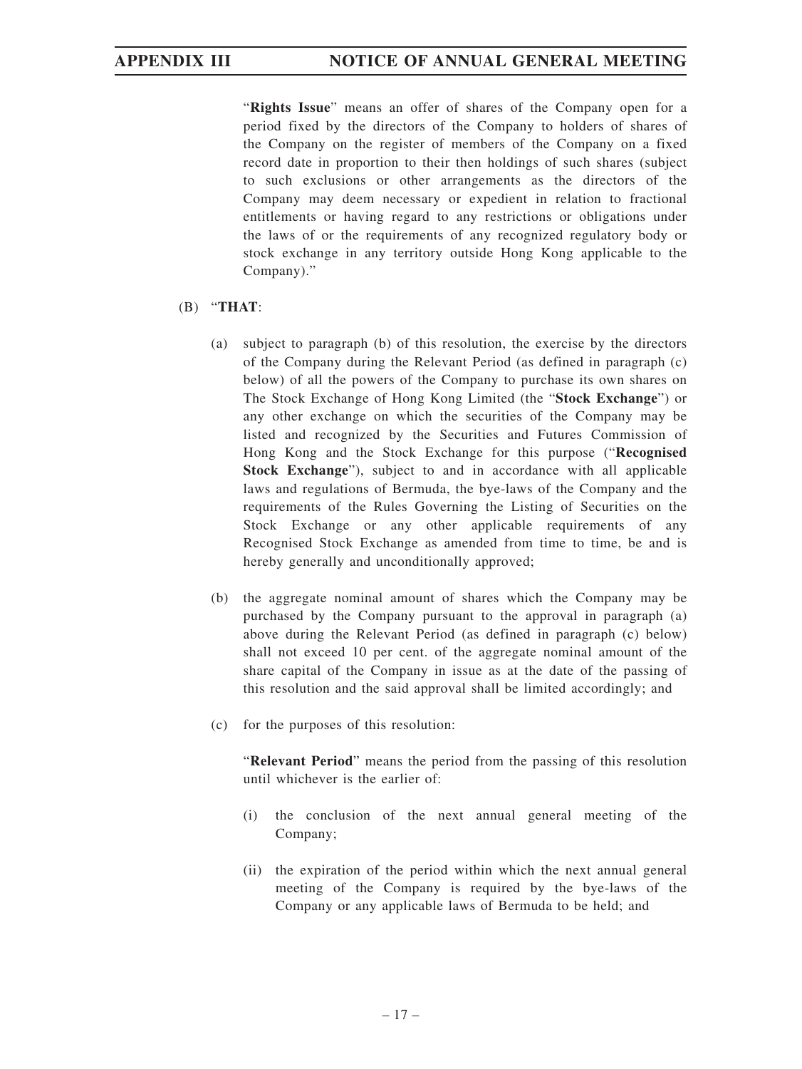"**Rights Issue**" means an offer of shares of the Company open for a period fixed by the directors of the Company to holders of shares of the Company on the register of members of the Company on a fixed record date in proportion to their then holdings of such shares (subject to such exclusions or other arrangements as the directors of the Company may deem necessary or expedient in relation to fractional entitlements or having regard to any restrictions or obligations under the laws of or the requirements of any recognized regulatory body or stock exchange in any territory outside Hong Kong applicable to the Company)."

(B) "**THAT**:

(a) subject to paragraph (b) of this resolution, the exercise by the directors of the Company during the Relevant Period (as defined in paragraph (c) below) of all the powers of the Company to purchase its own shares on The Stock Exchange of Hong Kong Limited (the "**Stock Exchange**") or any other exchange on which the securities of the Company may be listed and recognized by the Securities and Futures Commission of Hong Kong and the Stock Exchange for this purpose ("**Recognised Stock Exchange**"), subject to and in accordance with all applicable laws and regulations of Bermuda, the bye-laws of the Company and the requirements of the Rules Governing the Listing of Securities on the Stock Exchange or any other applicable requirements of any Recognised Stock Exchange as amended from time to time, be and is hereby generally and unconditionally approved;

(b) the aggregate nominal amount of shares which the Company may be purchased by the Company pursuant to the approval in paragraph (a) above during the Relevant Period (as defined in paragraph (c) below) shall not exceed 10 per cent. of the aggregate nominal amount of the share capital of the Company in issue as at the date of the passing of this resolution and the said approval shall be limited accordingly; and

(c) for the purposes of this resolution:

"**Relevant Period**" means the period from the passing of this resolution until whichever is the earlier of:

(i) the conclusion of the next annual general meeting of the Company;

(ii) the expiration of the period within which the next annual general meeting of the Company is required by the bye-laws of the Company or any applicable laws of Bermuda to be held; and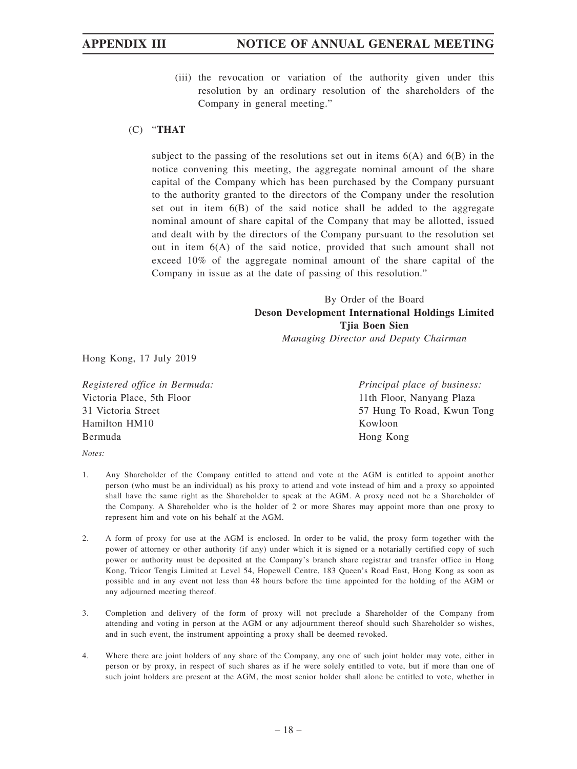(iii) the revocation or variation of the authority given under this resolution by an ordinary resolution of the shareholders of the Company in general meeting."

(C) "**THAT**

subject to the passing of the resolutions set out in items 6(A) and 6(B) in the notice convening this meeting, the aggregate nominal amount of the share capital of the Company which has been purchased by the Company pursuant to the authority granted to the directors of the Company under the resolution set out in item 6(B) of the said notice shall be added to the aggregate nominal amount of share capital of the Company that may be allotted, issued and dealt with by the directors of the Company pursuant to the resolution set out in item 6(A) of the said notice, provided that such amount shall not exceed 10% of the aggregate nominal amount of the share capital of the Company in issue as at the date of passing of this resolution."

By Order of the Board
**Deson Development International Holdings Limited**
**Tjia Boen Sien**
*Managing Director and Deputy Chairman*

Hong Kong, 17 July 2019

*Registered office in Bermuda:*
Victoria Place, 5th Floor
31 Victoria Street
Hamilton HM10
Bermuda

*Principal place of business:*
11th Floor, Nanyang Plaza
57 Hung To Road, Kwun Tong
Kowloon
Hong Kong

*Notes:*

1. Any Shareholder of the Company entitled to attend and vote at the AGM is entitled to appoint another person (who must be an individual) as his proxy to attend and vote instead of him and a proxy so appointed shall have the same right as the Shareholder to speak at the AGM. A proxy need not be a Shareholder of the Company. A Shareholder who is the holder of 2 or more Shares may appoint more than one proxy to represent him and vote on his behalf at the AGM.

2. A form of proxy for use at the AGM is enclosed. In order to be valid, the proxy form together with the power of attorney or other authority (if any) under which it is signed or a notarially certified copy of such power or authority must be deposited at the Company's branch share registrar and transfer office in Hong Kong, Tricor Tengis Limited at Level 54, Hopewell Centre, 183 Queen's Road East, Hong Kong as soon as possible and in any event not less than 48 hours before the time appointed for the holding of the AGM or any adjourned meeting thereof.

3. Completion and delivery of the form of proxy will not preclude a Shareholder of the Company from attending and voting in person at the AGM or any adjournment thereof should such Shareholder so wishes, and in such event, the instrument appointing a proxy shall be deemed revoked.

4. Where there are joint holders of any share of the Company, any one of such joint holder may vote, either in person or by proxy, in respect of such shares as if he were solely entitled to vote, but if more than one of such joint holders are present at the AGM, the most senior holder shall alone be entitled to vote, whether in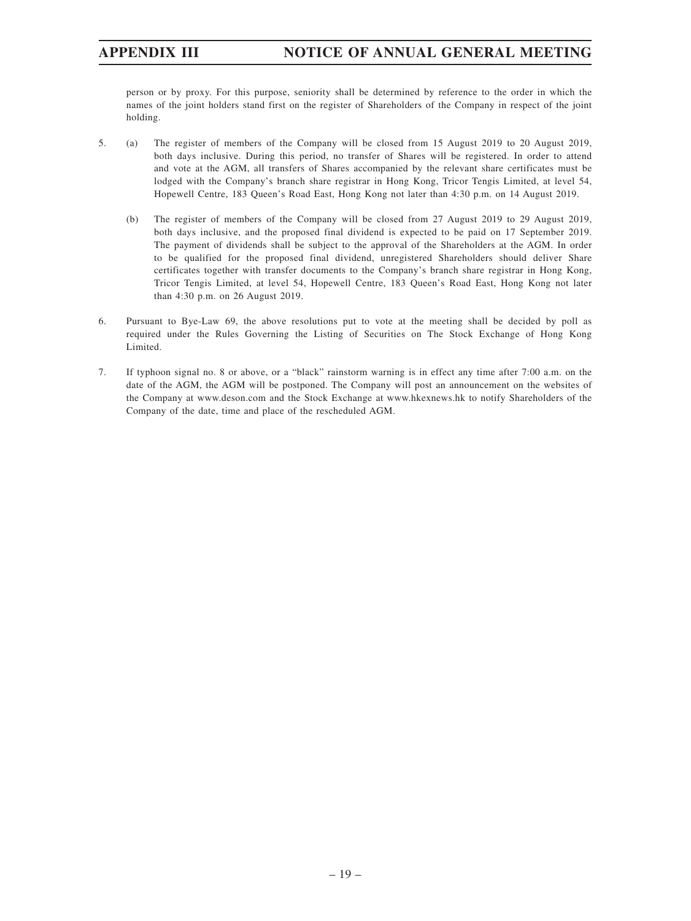person or by proxy. For this purpose, seniority shall be determined by reference to the order in which the names of the joint holders stand first on the register of Shareholders of the Company in respect of the joint holding.

5. (a) The register of members of the Company will be closed from 15 August 2019 to 20 August 2019, both days inclusive. During this period, no transfer of Shares will be registered. In order to attend and vote at the AGM, all transfers of Shares accompanied by the relevant share certificates must be lodged with the Company's branch share registrar in Hong Kong, Tricor Tengis Limited, at level 54, Hopewell Centre, 183 Queen's Road East, Hong Kong not later than 4:30 p.m. on 14 August 2019.

   (b) The register of members of the Company will be closed from 27 August 2019 to 29 August 2019, both days inclusive, and the proposed final dividend is expected to be paid on 17 September 2019. The payment of dividends shall be subject to the approval of the Shareholders at the AGM. In order to be qualified for the proposed final dividend, unregistered Shareholders should deliver Share certificates together with transfer documents to the Company's branch share registrar in Hong Kong, Tricor Tengis Limited, at level 54, Hopewell Centre, 183 Queen's Road East, Hong Kong not later than 4:30 p.m. on 26 August 2019.

6. Pursuant to Bye-Law 69, the above resolutions put to vote at the meeting shall be decided by poll as required under the Rules Governing the Listing of Securities on The Stock Exchange of Hong Kong Limited.

7. If typhoon signal no. 8 or above, or a "black" rainstorm warning is in effect any time after 7:00 a.m. on the date of the AGM, the AGM will be postponed. The Company will post an announcement on the websites of the Company at www.deson.com and the Stock Exchange at www.hkexnews.hk to notify Shareholders of the Company of the date, time and place of the rescheduled AGM.